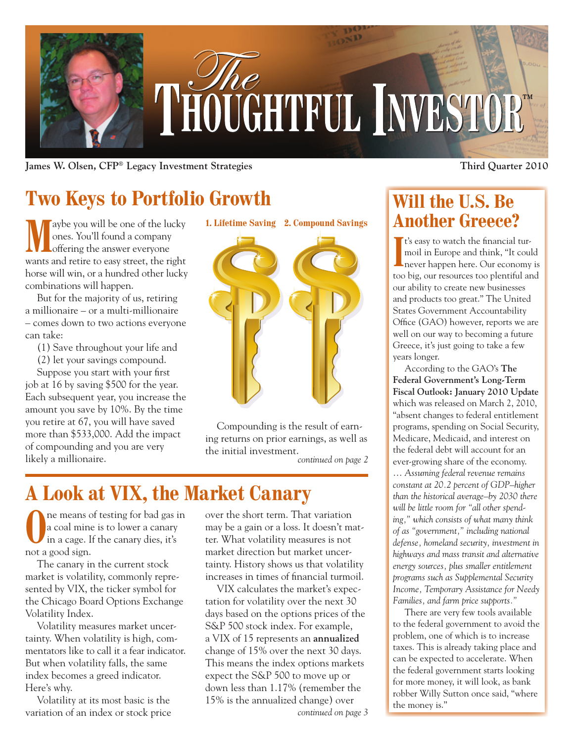# The Thoughtful Investor™

**James W. Olsen, CFP® Legacy Investment Strategies** **Third Quarter 2010**

## Two Keys to Portfolio Growth

**1. Lifetime Saving 2. Compound Savings**

Maybe you will be one of the lucky ones. You'll found a company offering the answer everyone wants and retire to easy street, the right horse will win, or a hundred other lucky combinations will happen.

But for the majority of us, retiring a millionaire – or a multi-millionaire – comes down to two actions everyone can take:

(1) Save throughout your life and

(2) let your savings compound.

Suppose you start with your first job at 16 by saving $500 for the year. Each subsequent year, you increase the amount you save by 10%. By the time you retire at 67, you will have saved more than $533,000. Add the impact of compounding and you are very likely a millionaire.

Compounding is the result of earning returns on prior earnings, as well as the initial investment.

*continued on page 2*

## A Look at VIX, the Market Canary

One means of testing for bad gas in a coal mine is to lower a canary in a cage. If the canary dies, it's not a good sign.

The canary in the current stock market is volatility, commonly represented by VIX, the ticker symbol for the Chicago Board Options Exchange Volatility Index.

Volatility measures market uncertainty. When volatility is high, commentators like to call it a fear indicator. But when volatility falls, the same index becomes a greed indicator. Here's why.

Volatility at its most basic is the variation of an index or stock price over the short term. That variation may be a gain or a loss. It doesn't matter. What volatility measures is not market direction but market uncertainty. History shows us that volatility increases in times of financial turmoil.

VIX calculates the market's expectation for volatility over the next 30 days based on the options prices of the S&P 500 stock index. For example, a VIX of 15 represents an **annualized** change of 15% over the next 30 days. This means the index options markets expect the S&P 500 to move up or down less than 1.17% (remember the 15% is the annualized change) over

*continued on page 3*

## Will the U.S. Be Another Greece?

It's easy to watch the financial turmoil in Europe and think, "It could never happen here. Our economy is too big, our resources too plentiful and our ability to create new businesses and products too great." The United States Government Accountability Office (GAO) however, reports we are well on our way to becoming a future Greece, it's just going to take a few years longer.

According to the GAO's **The Federal Government's Long-Term Fiscal Outlook: January 2010 Update** which was released on March 2, 2010, "absent changes to federal entitlement programs, spending on Social Security, Medicare, Medicaid, and interest on the federal debt will account for an ever-growing share of the economy. *… Assuming federal revenue remains constant at 20.2 percent of GDP–higher than the historical average–by 2030 there will be little room for "all other spending," which consists of what many think of as "government," including national defense, homeland security, investment in highways and mass transit and alternative energy sources, plus smaller entitlement programs such as Supplemental Security Income, Temporary Assistance for Needy Families, and farm price supports."*

There are very few tools available to the federal government to avoid the problem, one of which is to increase taxes. This is already taking place and can be expected to accelerate. When the federal government starts looking for more money, it will look, as bank robber Willy Sutton once said, "where the money is."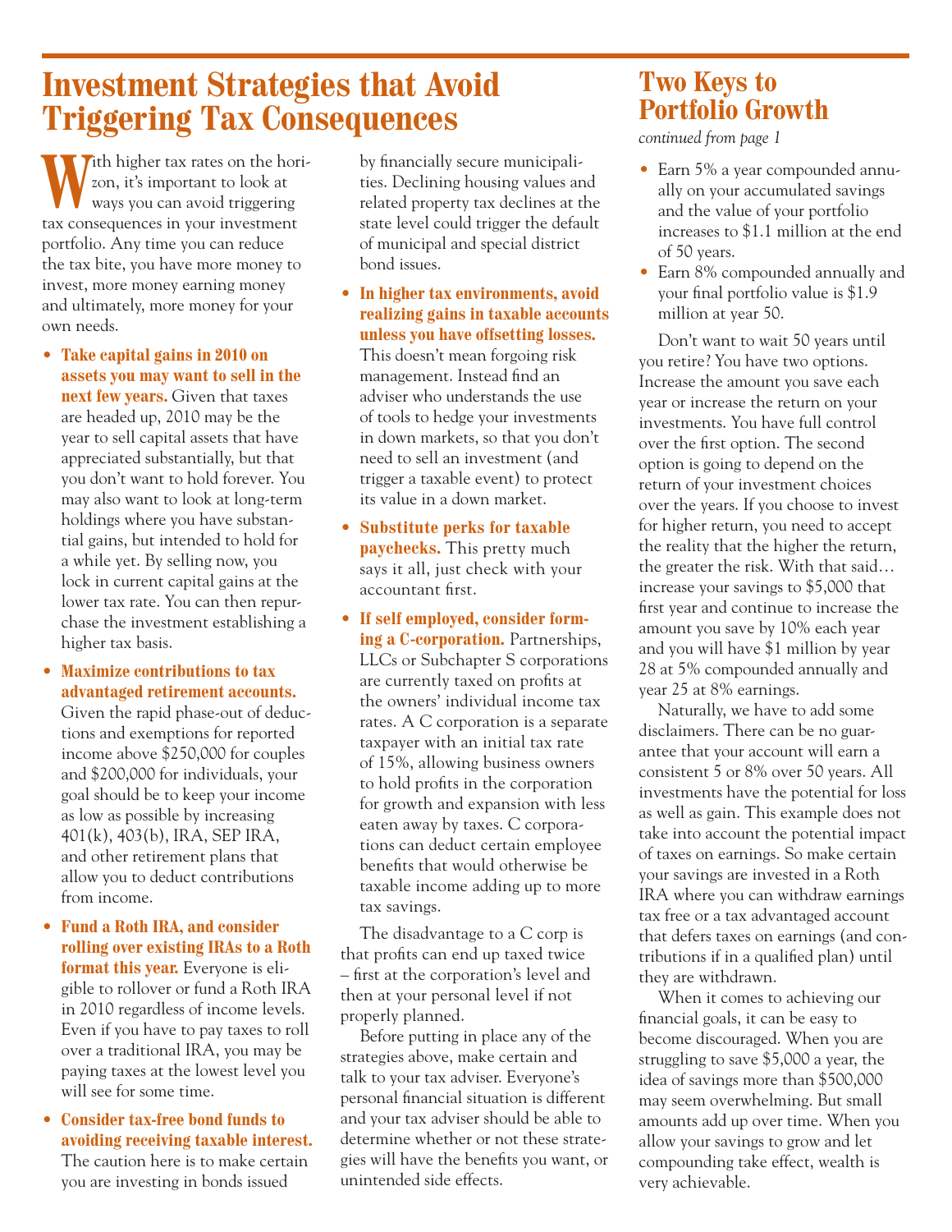# Investment Strategies that Avoid Triggering Tax Consequences

With higher tax rates on the horizon, it's important to look at ways you can avoid triggering tax consequences in your investment portfolio. Any time you can reduce the tax bite, you have more money to invest, more money earning money and ultimately, more money for your own needs.

- **Take capital gains in 2010 on assets you may want to sell in the next few years.** Given that taxes are headed up, 2010 may be the year to sell capital assets that have appreciated substantially, but that you don't want to hold forever. You may also want to look at long-term holdings where you have substantial gains, but intended to hold for a while yet. By selling now, you lock in current capital gains at the lower tax rate. You can then repurchase the investment establishing a higher tax basis.
- **Maximize contributions to tax advantaged retirement accounts.** Given the rapid phase-out of deductions and exemptions for reported income above $250,000 for couples and $200,000 for individuals, your goal should be to keep your income as low as possible by increasing 401(k), 403(b), IRA, SEP IRA, and other retirement plans that allow you to deduct contributions from income.
- **Fund a Roth IRA, and consider rolling over existing IRAs to a Roth format this year.** Everyone is eligible to rollover or fund a Roth IRA in 2010 regardless of income levels. Even if you have to pay taxes to roll over a traditional IRA, you may be paying taxes at the lowest level you will see for some time.
- **Consider tax-free bond funds to avoiding receiving taxable interest.** The caution here is to make certain you are investing in bonds issued by financially secure municipalities. Declining housing values and related property tax declines at the state level could trigger the default of municipal and special district bond issues.
- **In higher tax environments, avoid realizing gains in taxable accounts unless you have offsetting losses.** This doesn't mean forgoing risk management. Instead find an adviser who understands the use of tools to hedge your investments in down markets, so that you don't need to sell an investment (and trigger a taxable event) to protect its value in a down market.
- **Substitute perks for taxable paychecks.** This pretty much says it all, just check with your accountant first.
- **If self employed, consider forming a C-corporation.** Partnerships, LLCs or Subchapter S corporations are currently taxed on profits at the owners' individual income tax rates. A C corporation is a separate taxpayer with an initial tax rate of 15%, allowing business owners to hold profits in the corporation for growth and expansion with less eaten away by taxes. C corporations can deduct certain employee benefits that would otherwise be taxable income adding up to more tax savings.

The disadvantage to a C corp is that profits can end up taxed twice – first at the corporation's level and then at your personal level if not properly planned.

Before putting in place any of the strategies above, make certain and talk to your tax adviser. Everyone's personal financial situation is different and your tax adviser should be able to determine whether or not these strategies will have the benefits you want, or unintended side effects.

# Two Keys to Portfolio Growth

*continued from page 1*

- Earn 5% a year compounded annually on your accumulated savings and the value of your portfolio increases to $1.1 million at the end of 50 years.
- Earn 8% compounded annually and your final portfolio value is $1.9 million at year 50.

Don't want to wait 50 years until you retire? You have two options. Increase the amount you save each year or increase the return on your investments. You have full control over the first option. The second option is going to depend on the return of your investment choices over the years. If you choose to invest for higher return, you need to accept the reality that the higher the return, the greater the risk. With that said… increase your savings to $5,000 that first year and continue to increase the amount you save by 10% each year and you will have $1 million by year 28 at 5% compounded annually and year 25 at 8% earnings.

Naturally, we have to add some disclaimers. There can be no guarantee that your account will earn a consistent 5 or 8% over 50 years. All investments have the potential for loss as well as gain. This example does not take into account the potential impact of taxes on earnings. So make certain your savings are invested in a Roth IRA where you can withdraw earnings tax free or a tax advantaged account that defers taxes on earnings (and contributions if in a qualified plan) until they are withdrawn.

When it comes to achieving our financial goals, it can be easy to become discouraged. When you are struggling to save $5,000 a year, the idea of savings more than $500,000 may seem overwhelming. But small amounts add up over time. When you allow your savings to grow and let compounding take effect, wealth is very achievable.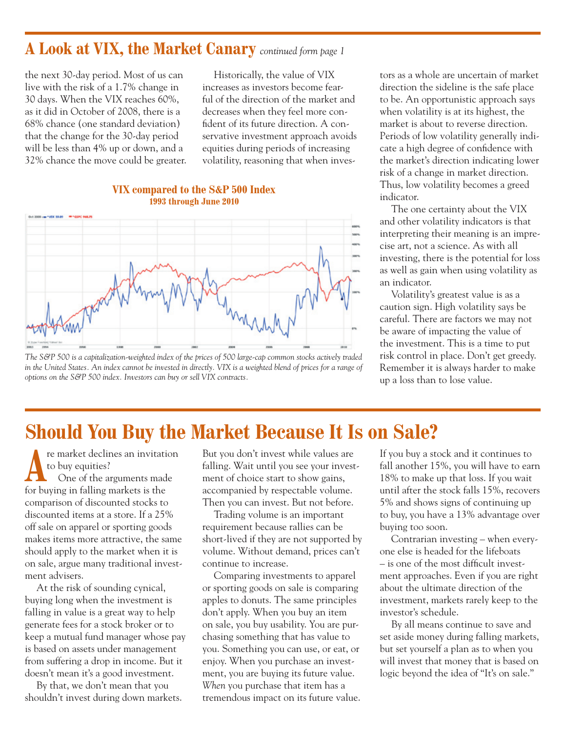## A Look at VIX, the Market Canary *continued form page 1*

the next 30-day period. Most of us can live with the risk of a 1.7% change in 30 days. When the VIX reaches 60%, as it did in October of 2008, there is a 68% chance (one standard deviation) that the change for the 30-day period will be less than 4% up or down, and a 32% chance the move could be greater.

Historically, the value of VIX increases as investors become fearful of the direction of the market and decreases when they feel more confident of its future direction. A conservative investment approach avoids equities during periods of increasing volatility, reasoning that when investors as a whole are uncertain of market direction the sideline is the safe place to be. An opportunistic approach says when volatility is at its highest, the market is about to reverse direction. Periods of low volatility generally indicate a high degree of confidence with the market's direction indicating lower risk of a change in market direction. Thus, low volatility becomes a greed indicator.

The one certainty about the VIX and other volatility indicators is that interpreting their meaning is an imprecise art, not a science. As with all investing, there is the potential for loss as well as gain when using volatility as an indicator.

Volatility's greatest value is as a caution sign. High volatility says be careful. There are factors we may not be aware of impacting the value of the investment. This is a time to put risk control in place. Don't get greedy. Remember it is always harder to make up a loss than to lose value.

**VIX compared to the S&P 500 Index**
**1993 through June 2010**

*The S&P 500 is a capitalization-weighted index of the prices of 500 large-cap common stocks actively traded in the United States. An index cannot be invested in directly. VIX is a weighted blend of prices for a range of options on the S&P 500 index. Investors can buy or sell VIX contracts.*

## Should You Buy the Market Because It Is on Sale?

Are market declines an invitation to buy equities?

One of the arguments made for buying in falling markets is the comparison of discounted stocks to discounted items at a store. If a 25% off sale on apparel or sporting goods makes items more attractive, the same should apply to the market when it is on sale, argue many traditional investment advisers.

At the risk of sounding cynical, buying long when the investment is falling in value is a great way to help generate fees for a stock broker or to keep a mutual fund manager whose pay is based on assets under management from suffering a drop in income. But it doesn't mean it's a good investment.

By that, we don't mean that you shouldn't invest during down markets. But you don't invest while values are falling. Wait until you see your investment of choice start to show gains, accompanied by respectable volume. Then you can invest. But not before.

Trading volume is an important requirement because rallies can be short-lived if they are not supported by volume. Without demand, prices can't continue to increase.

Comparing investments to apparel or sporting goods on sale is comparing apples to donuts. The same principles don't apply. When you buy an item on sale, you buy usability. You are purchasing something that has value to you. Something you can use, or eat, or enjoy. When you purchase an investment, you are buying its future value. *When* you purchase that item has a tremendous impact on its future value. If you buy a stock and it continues to fall another 15%, you will have to earn 18% to make up that loss. If you wait until after the stock falls 15%, recovers 5% and shows signs of continuing up to buy, you have a 13% advantage over buying too soon.

Contrarian investing – when everyone else is headed for the lifeboats – is one of the most difficult investment approaches. Even if you are right about the ultimate direction of the investment, markets rarely keep to the investor's schedule.

By all means continue to save and set aside money during falling markets, but set yourself a plan as to when you will invest that money that is based on logic beyond the idea of "It's on sale."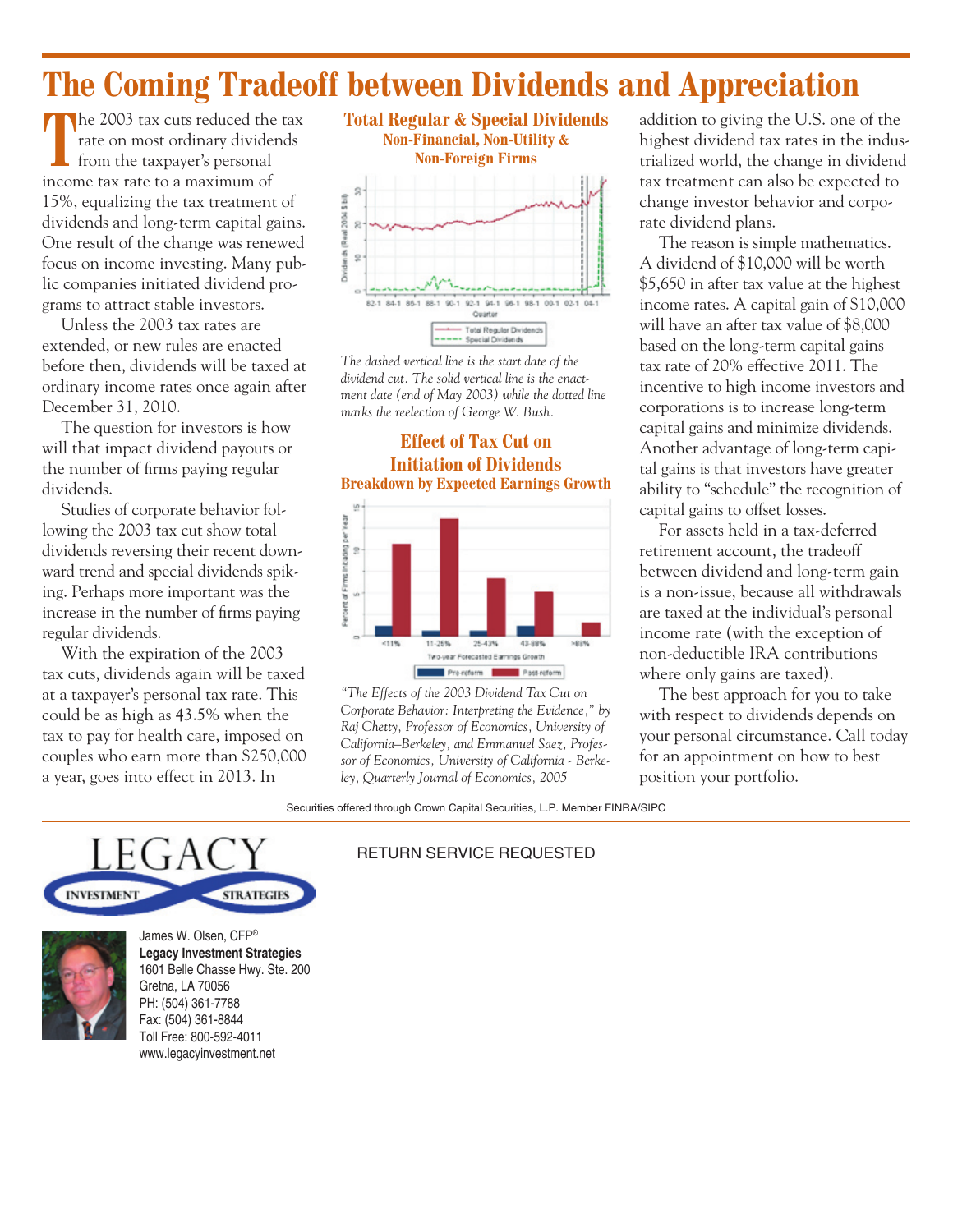# The Coming Tradeoff between Dividends and Appreciation

The 2003 tax cuts reduced the tax rate on most ordinary dividends from the taxpayer's personal income tax rate to a maximum of 15%, equalizing the tax treatment of dividends and long-term capital gains. One result of the change was renewed focus on income investing. Many public companies initiated dividend programs to attract stable investors.

Unless the 2003 tax rates are extended, or new rules are enacted before then, dividends will be taxed at ordinary income rates once again after December 31, 2010.

The question for investors is how will that impact dividend payouts or the number of firms paying regular dividends.

Studies of corporate behavior following the 2003 tax cut show total dividends reversing their recent downward trend and special dividends spiking. Perhaps more important was the increase in the number of firms paying regular dividends.

With the expiration of the 2003 tax cuts, dividends again will be taxed at a taxpayer's personal tax rate. This could be as high as 43.5% when the tax to pay for health care, imposed on couples who earn more than $250,000 a year, goes into effect in 2013. In addition to giving the U.S. one of the highest dividend tax rates in the industrialized world, the change in dividend tax treatment can also be expected to change investor behavior and corporate dividend plans.

The reason is simple mathematics. A dividend of $10,000 will be worth $5,650 in after tax value at the highest income rates. A capital gain of $10,000 will have an after tax value of $8,000 based on the long-term capital gains tax rate of 20% effective 2011. The incentive to high income investors and corporations is to increase long-term capital gains and minimize dividends. Another advantage of long-term capital gains is that investors have greater ability to "schedule" the recognition of capital gains to offset losses.

For assets held in a tax-deferred retirement account, the tradeoff between dividend and long-term gain is a non-issue, because all withdrawals are taxed at the individual's personal income rate (with the exception of non-deductible IRA contributions where only gains are taxed).

The best approach for you to take with respect to dividends depends on your personal circumstance. Call today for an appointment on how to best position your portfolio.

### Total Regular & Special Dividends
**Non-Financial, Non-Utility & Non-Foreign Firms**

Dividends (Real 2004 $ bil)

0 10 20 30

82-1 84-1 86-1 88-1 90-1 92-1 94-1 96-1 98-1 00-1 02-1 04-1

Quarter

Total Regular Dividends
Special Dividends

*The dashed vertical line is the start date of the dividend cut. The solid vertical line is the enactment date (end of May 2003) while the dotted line marks the reelection of George W. Bush.*

### Effect of Tax Cut on Initiation of Dividends
**Breakdown by Expected Earnings Growth**

Percent of Firms Initiating per Year

0 5 10 15

<11% 11-25% 25-43% 43-88% >88%

Two-year Forecasted Earnings Growth

Pre-reform Post-reform

*"The Effects of the 2003 Dividend Tax Cut on Corporate Behavior: Interpreting the Evidence," by Raj Chetty, Professor of Economics, University of California–Berkeley, and Emmanuel Saez, Professor of Economics, University of California - Berkeley, Quarterly Journal of Economics, 2005*

Securities offered through Crown Capital Securities, L.P. Member FINRA/SIPC

LEGACY
INVESTMENT STRATEGIES

RETURN SERVICE REQUESTED

James W. Olsen, CFP®
**Legacy Investment Strategies**
1601 Belle Chasse Hwy. Ste. 200
Gretna, LA 70056
PH: (504) 361-7788
Fax: (504) 361-8844
Toll Free: 800-592-4011
www.legacyinvestment.net